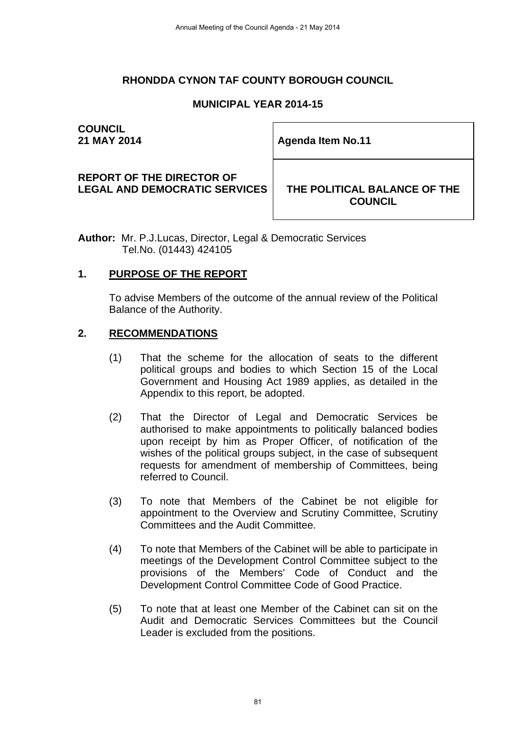# RHONDDA CYNON TAF COUNTY BOROUGH COUNCIL

## MUNICIPAL YEAR 2014-15

| **COUNCIL**<br>**21 MAY 2014** | **Agenda Item No.11** |
|---|---|
| **REPORT OF THE DIRECTOR OF LEGAL AND DEMOCRATIC SERVICES** | **THE POLITICAL BALANCE OF THE COUNCIL** |

**Author:** Mr. P.J.Lucas, Director, Legal & Democratic Services
Tel.No. (01443) 424105

## 1. PURPOSE OF THE REPORT

To advise Members of the outcome of the annual review of the Political Balance of the Authority.

## 2. RECOMMENDATIONS

(1) That the scheme for the allocation of seats to the different political groups and bodies to which Section 15 of the Local Government and Housing Act 1989 applies, as detailed in the Appendix to this report, be adopted.

(2) That the Director of Legal and Democratic Services be authorised to make appointments to politically balanced bodies upon receipt by him as Proper Officer, of notification of the wishes of the political groups subject, in the case of subsequent requests for amendment of membership of Committees, being referred to Council.

(3) To note that Members of the Cabinet be not eligible for appointment to the Overview and Scrutiny Committee, Scrutiny Committees and the Audit Committee.

(4) To note that Members of the Cabinet will be able to participate in meetings of the Development Control Committee subject to the provisions of the Members' Code of Conduct and the Development Control Committee Code of Good Practice.

(5) To note that at least one Member of the Cabinet can sit on the Audit and Democratic Services Committees but the Council Leader is excluded from the positions.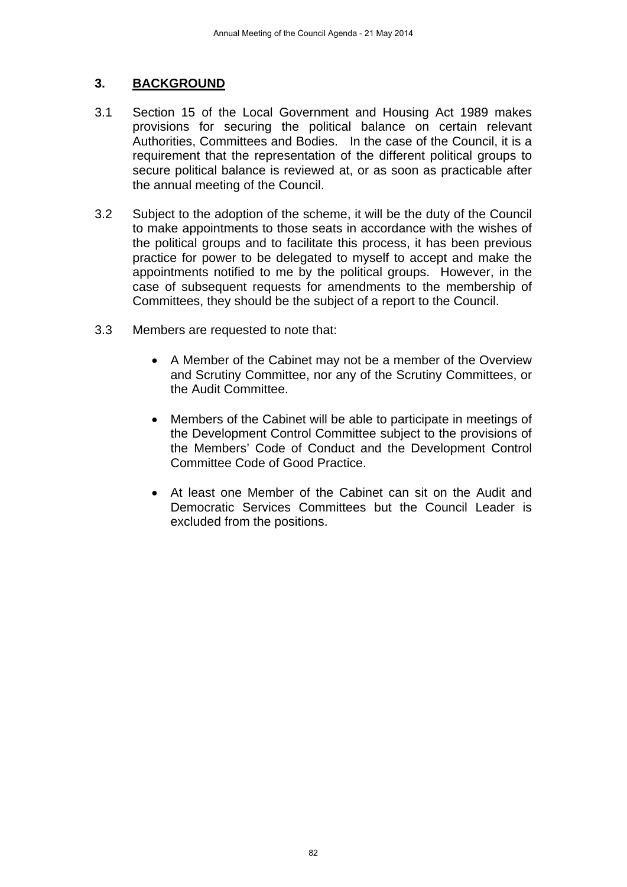## 3. BACKGROUND

3.1 Section 15 of the Local Government and Housing Act 1989 makes provisions for securing the political balance on certain relevant Authorities, Committees and Bodies. In the case of the Council, it is a requirement that the representation of the different political groups to secure political balance is reviewed at, or as soon as practicable after the annual meeting of the Council.

3.2 Subject to the adoption of the scheme, it will be the duty of the Council to make appointments to those seats in accordance with the wishes of the political groups and to facilitate this process, it has been previous practice for power to be delegated to myself to accept and make the appointments notified to me by the political groups. However, in the case of subsequent requests for amendments to the membership of Committees, they should be the subject of a report to the Council.

3.3 Members are requested to note that:

- A Member of the Cabinet may not be a member of the Overview and Scrutiny Committee, nor any of the Scrutiny Committees, or the Audit Committee.
- Members of the Cabinet will be able to participate in meetings of the Development Control Committee subject to the provisions of the Members' Code of Conduct and the Development Control Committee Code of Good Practice.
- At least one Member of the Cabinet can sit on the Audit and Democratic Services Committees but the Council Leader is excluded from the positions.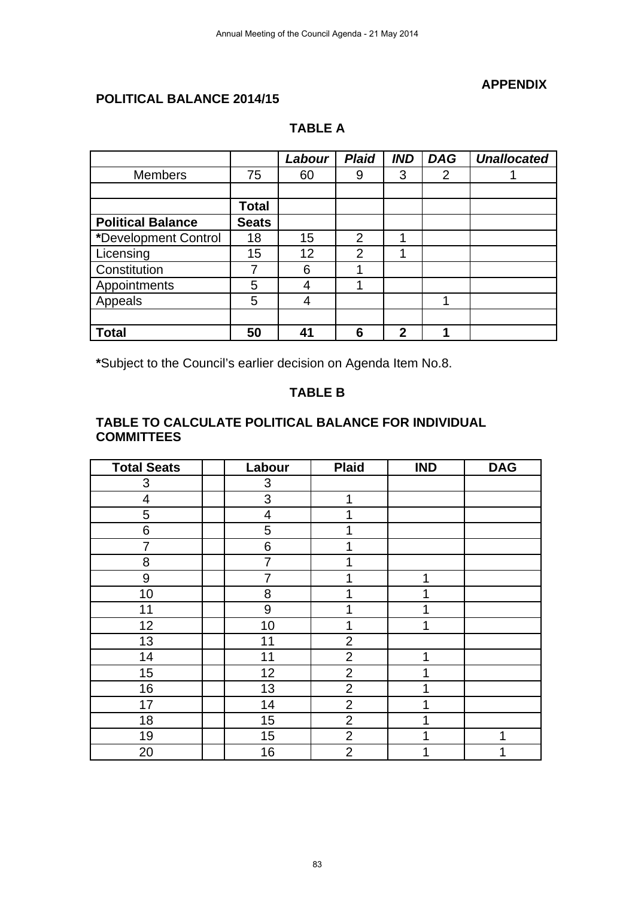**APPENDIX**

**POLITICAL BALANCE 2014/15**

**TABLE A**

| | | ***Labour*** | ***Plaid*** | ***IND*** | ***DAG*** | ***Unallocated*** |
|---|---|---|---|---|---|---|
| Members | 75 | 60 | 9 | 3 | 2 | 1 |
| | | | | | | |
| | **Total** | | | | | |
| **Political Balance** | **Seats** | | | | | |
| ***Development Control** | 18 | 15 | 2 | 1 | | |
| Licensing | 15 | 12 | 2 | 1 | | |
| Constitution | 7 | 6 | 1 | | | |
| Appointments | 5 | 4 | 1 | | | |
| Appeals | 5 | 4 | | | 1 | |
| | | | | | | |
| **Total** | **50** | **41** | **6** | **2** | **1** | |

***Subject to the Council's earlier decision on Agenda Item No.8.

**TABLE B**

**TABLE TO CALCULATE POLITICAL BALANCE FOR INDIVIDUAL COMMITTEES**

| Total Seats | | Labour | Plaid | IND | DAG |
|---|---|---|---|---|---|
| 3 | | 3 | | | |
| 4 | | 3 | 1 | | |
| 5 | | 4 | 1 | | |
| 6 | | 5 | 1 | | |
| 7 | | 6 | 1 | | |
| 8 | | 7 | 1 | | |
| 9 | | 7 | 1 | 1 | |
| 10 | | 8 | 1 | 1 | |
| 11 | | 9 | 1 | 1 | |
| 12 | | 10 | 1 | 1 | |
| 13 | | 11 | 2 | | |
| 14 | | 11 | 2 | 1 | |
| 15 | | 12 | 2 | 1 | |
| 16 | | 13 | 2 | 1 | |
| 17 | | 14 | 2 | 1 | |
| 18 | | 15 | 2 | 1 | |
| 19 | | 15 | 2 | 1 | 1 |
| 20 | | 16 | 2 | 1 | 1 |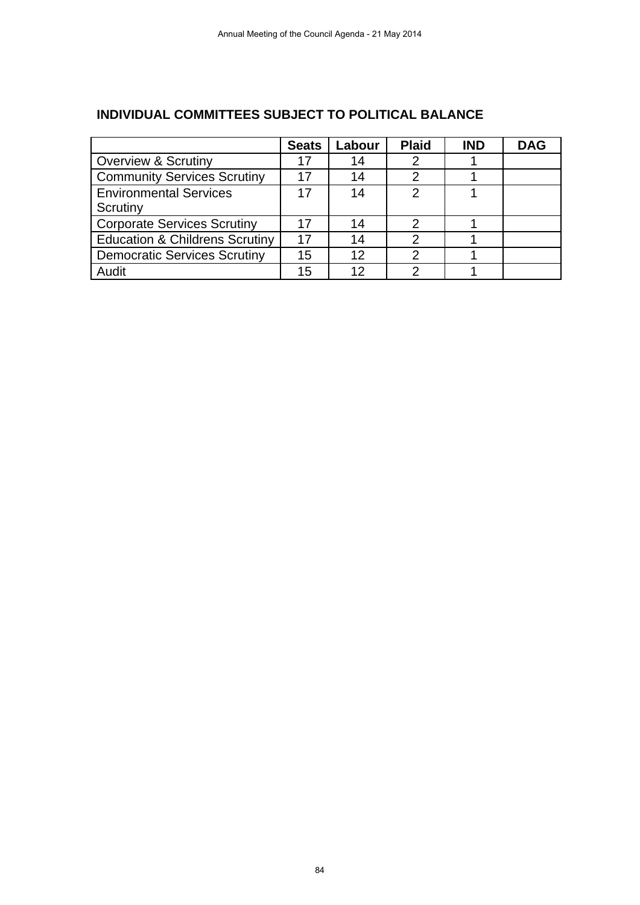## INDIVIDUAL COMMITTEES SUBJECT TO POLITICAL BALANCE

| | Seats | Labour | Plaid | IND | DAG |
|---|---|---|---|---|---|
| Overview & Scrutiny | 17 | 14 | 2 | 1 | |
| Community Services Scrutiny | 17 | 14 | 2 | 1 | |
| Environmental Services Scrutiny | 17 | 14 | 2 | 1 | |
| Corporate Services Scrutiny | 17 | 14 | 2 | 1 | |
| Education & Childrens Scrutiny | 17 | 14 | 2 | 1 | |
| Democratic Services Scrutiny | 15 | 12 | 2 | 1 | |
| Audit | 15 | 12 | 2 | 1 | |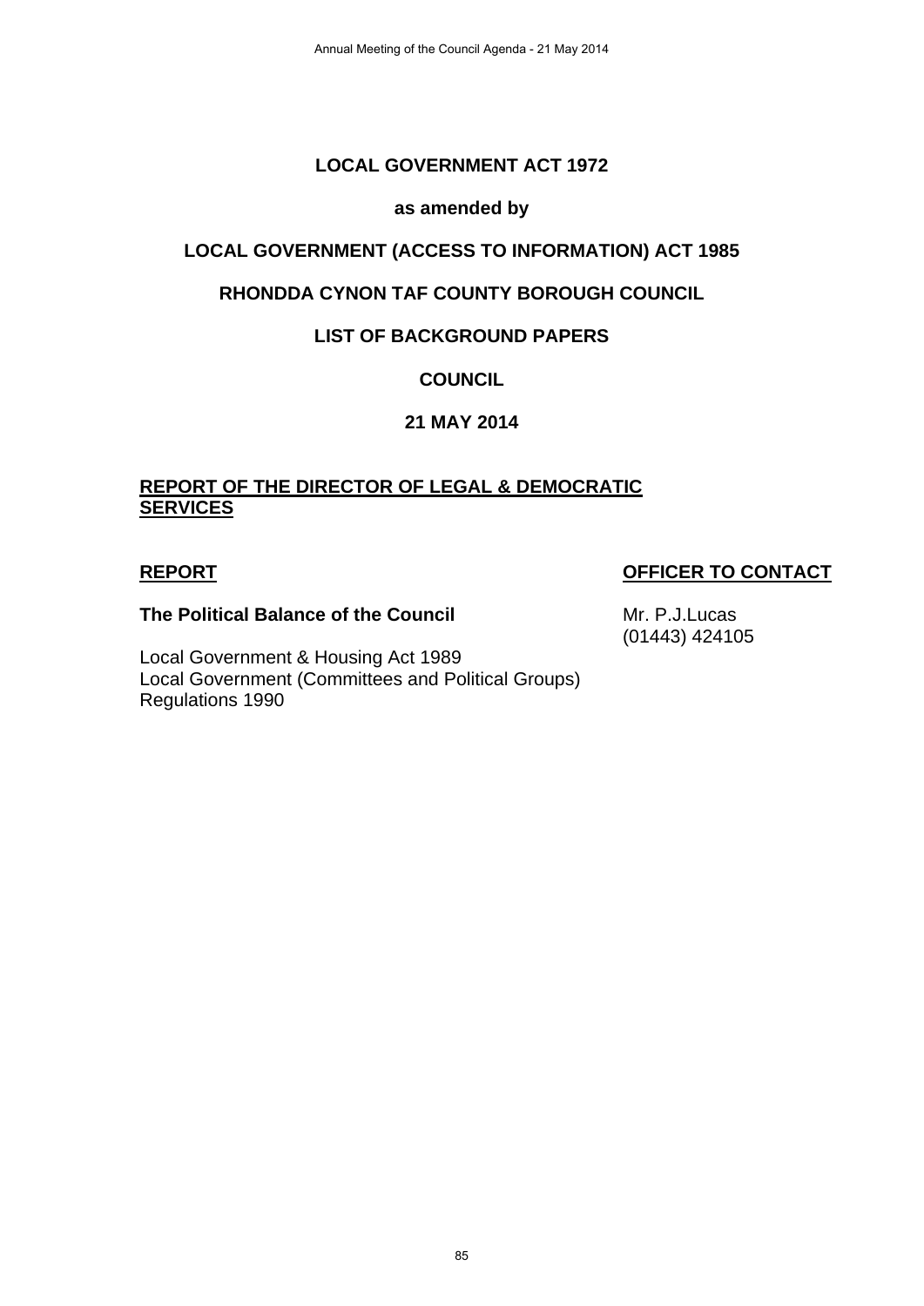**LOCAL GOVERNMENT ACT 1972**

**as amended by**

**LOCAL GOVERNMENT (ACCESS TO INFORMATION) ACT 1985**

**RHONDDA CYNON TAF COUNTY BOROUGH COUNCIL**

**LIST OF BACKGROUND PAPERS**

**COUNCIL**

**21 MAY 2014**

**REPORT OF THE DIRECTOR OF LEGAL & DEMOCRATIC SERVICES**

| **REPORT** | **OFFICER TO CONTACT** |
|---|---|
| **The Political Balance of the Council** | Mr. P.J.Lucas (01443) 424105 |
| Local Government & Housing Act 1989 | |
| Local Government (Committees and Political Groups) Regulations 1990 | |